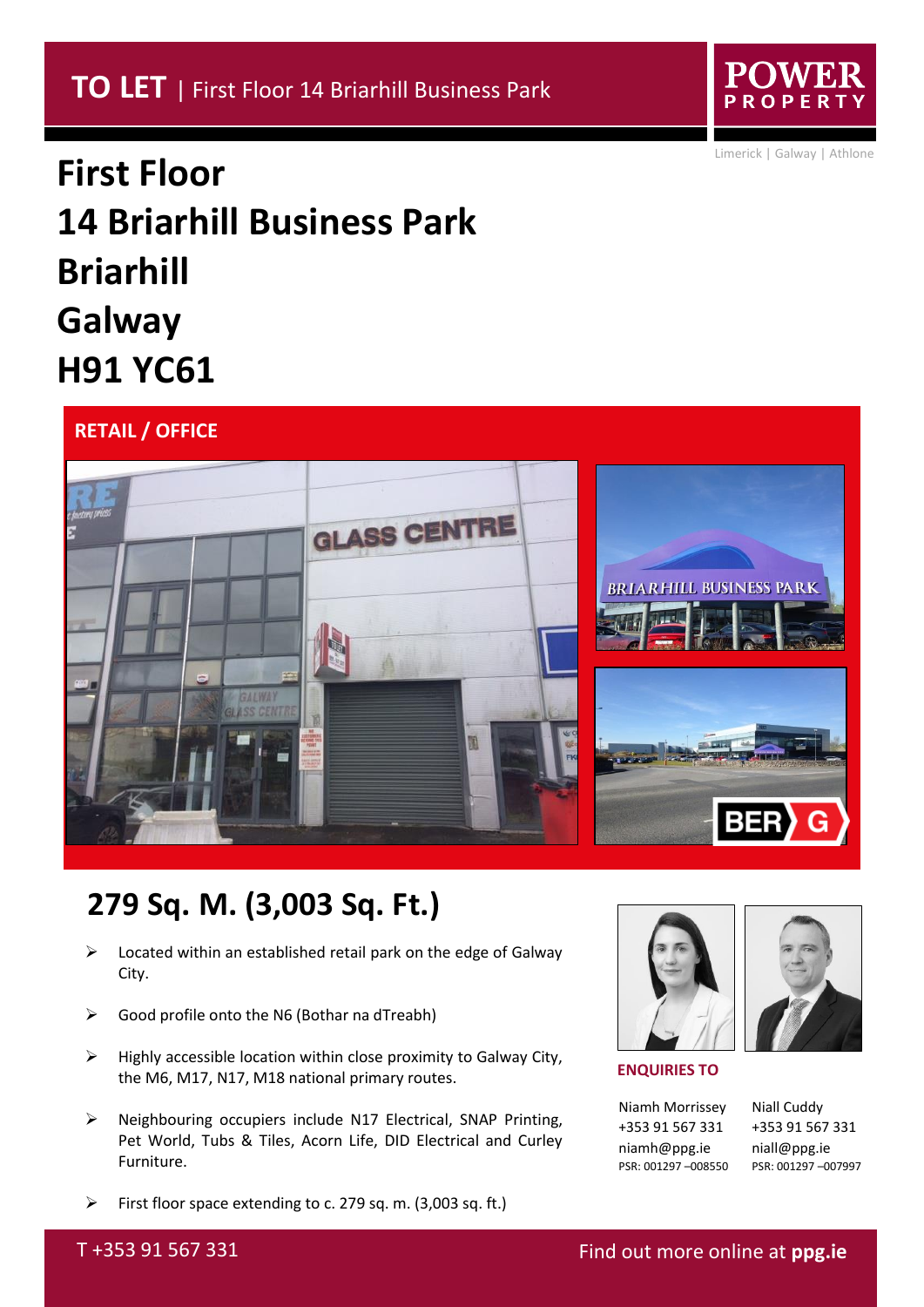**TO LET** | First Floor 14 Briarhill Business Park

POWER PROPERTY

Limerick | Galway | Athlone

# First Floor
# 14 Briarhill Business Park
# Briarhill
# Galway
# H91 YC61

**RETAIL / OFFICE**

BER G

## 279 Sq. M. (3,003 Sq. Ft.)

- Located within an established retail park on the edge of Galway City.
- Good profile onto the N6 (Bothar na dTreabh)
- Highly accessible location within close proximity to Galway City, the M6, M17, N17, M18 national primary routes.
- Neighbouring occupiers include N17 Electrical, SNAP Printing, Pet World, Tubs & Tiles, Acorn Life, DID Electrical and Curley Furniture.
- First floor space extending to c. 279 sq. m. (3,003 sq. ft.)

**ENQUIRIES TO**

| Niamh Morrissey | Niall Cuddy |
|---|---|
| +353 91 567 331 | +353 91 567 331 |
| niamh@ppg.ie | niall@ppg.ie |
| PSR: 001297 –008550 | PSR: 001297 –007997 |

T +353 91 567 331

Find out more online at **ppg.ie**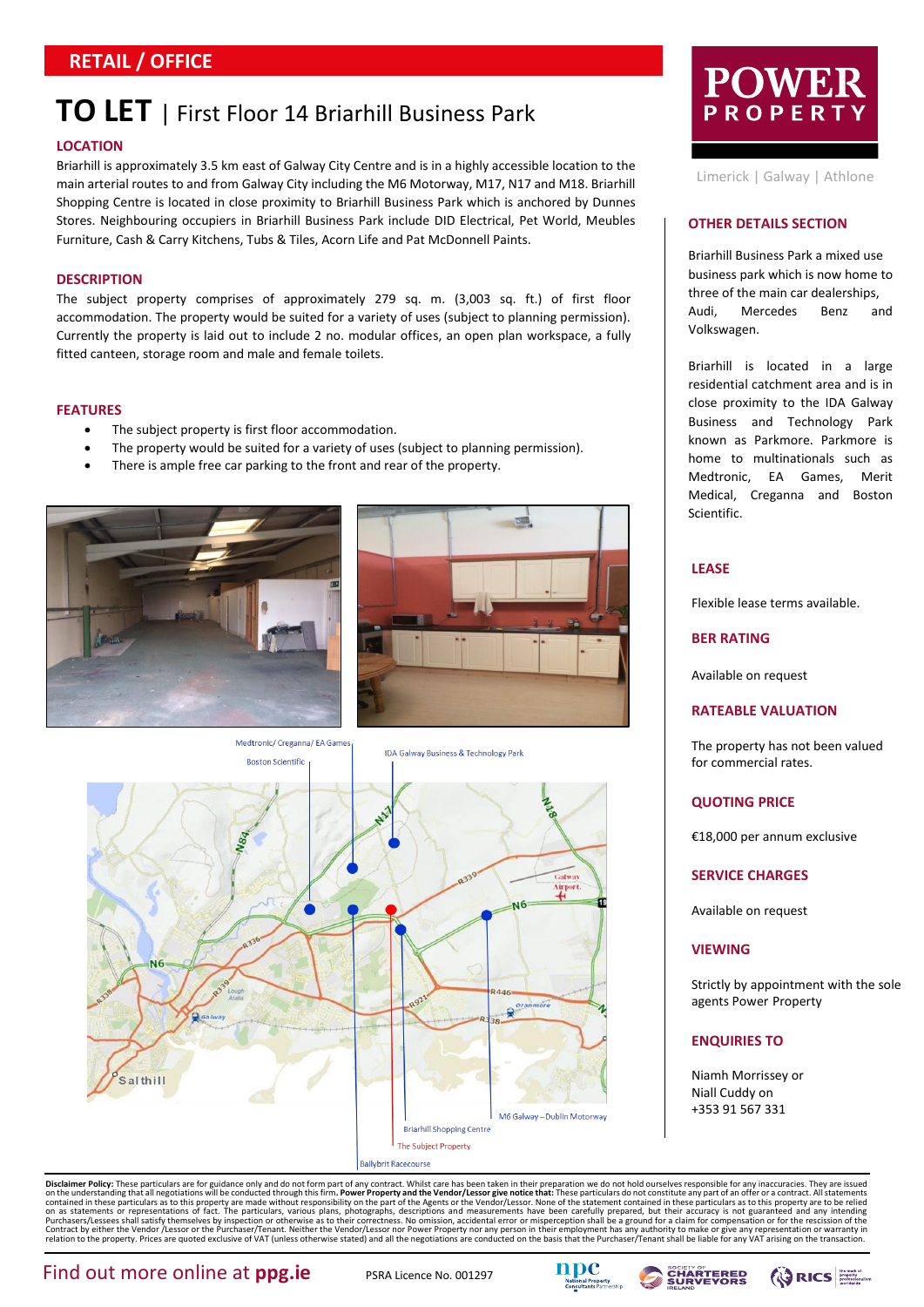## RETAIL / OFFICE

# TO LET | First Floor 14 Briarhill Business Park

POWER PROPERTY

Limerick | Galway | Athlone

### LOCATION

Briarhill is approximately 3.5 km east of Galway City Centre and is in a highly accessible location to the main arterial routes to and from Galway City including the M6 Motorway, M17, N17 and M18. Briarhill Shopping Centre is located in close proximity to Briarhill Business Park which is anchored by Dunnes Stores. Neighbouring occupiers in Briarhill Business Park include DID Electrical, Pet World, Meubles Furniture, Cash & Carry Kitchens, Tubs & Tiles, Acorn Life and Pat McDonnell Paints.

### DESCRIPTION

The subject property comprises of approximately 279 sq. m. (3,003 sq. ft.) of first floor accommodation. The property would be suited for a variety of uses (subject to planning permission). Currently the property is laid out to include 2 no. modular offices, an open plan workspace, a fully fitted canteen, storage room and male and female toilets.

### FEATURES

- The subject property is first floor accommodation.
- The property would be suited for a variety of uses (subject to planning permission).
- There is ample free car parking to the front and rear of the property.

Medtronic/ Creganna/ EA Games
Boston Scientific
IDA Galway Business & Technology Park
M6 Galway – Dublin Motorway
Briarhill Shopping Centre
The Subject Property
Ballybrit Racecourse

### OTHER DETAILS SECTION

Briarhill Business Park a mixed use business park which is now home to three of the main car dealerships, Audi, Mercedes Benz and Volkswagen.

Briarhill is located in a large residential catchment area and is in close proximity to the IDA Galway Business and Technology Park known as Parkmore. Parkmore is home to multinationals such as Medtronic, EA Games, Merit Medical, Creganna and Boston Scientific.

### LEASE

Flexible lease terms available.

### BER RATING

Available on request

### RATEABLE VALUATION

The property has not been valued for commercial rates.

### QUOTING PRICE

€18,000 per annum exclusive

### SERVICE CHARGES

Available on request

### VIEWING

Strictly by appointment with the sole agents Power Property

### ENQUIRIES TO

Niamh Morrissey or
Niall Cuddy on
+353 91 567 331

**Disclaimer Policy:** These particulars are for guidance only and do not form part of any contract. Whilst care has been taken in their preparation we do not hold ourselves responsible for any inaccuracies. They are issued on the understanding that all negotiations will be conducted through this firm. **Power Property and the Vendor/Lessor give notice that:** These particulars do not constitute any part of an offer or a contract. All statements contained in these particulars as to this property are made without responsibility on the part of the Agents or the Vendor/Lessor. None of the statement contained in these particulars as to this property are to be relied on as statements or representations of fact. The particulars, various plans, photographs, descriptions and measurements have been carefully prepared, but their accuracy is not guaranteed and any intending Purchasers/Lessees shall satisfy themselves by inspection or otherwise as to their correctness. No omission, accidental error or misperception shall be a ground for a claim for compensation or for the rescission of the Contract by either the Vendor /Lessor or the Purchaser/Tenant. Neither the Vendor/Lessor nor Power Property nor any person in their employment has any authority to make or give any representation or warranty in relation to the property. Prices are quoted exclusive of VAT (unless otherwise stated) and all the negotiations are conducted on the basis that the Purchaser/Tenant shall be liable for any VAT arising on the transaction.

Find out more online at **ppg.ie**

PSRA Licence No. 001297